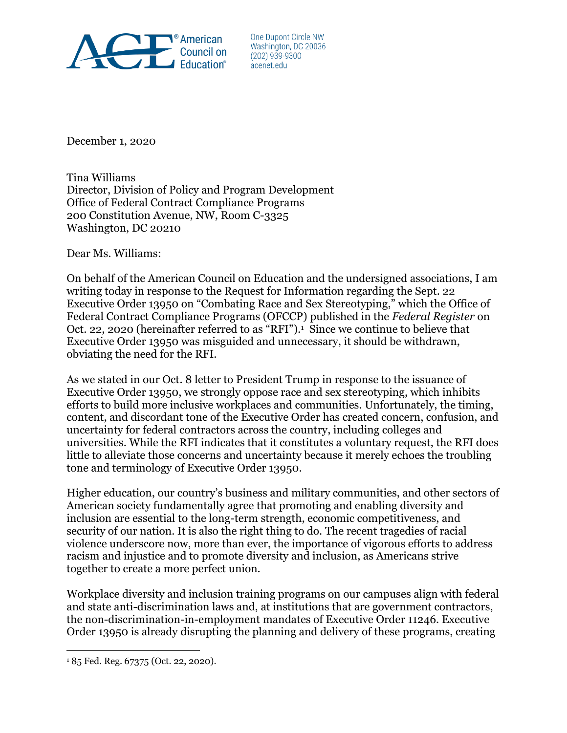American Council on Education®

One Dupont Circle NW
Washington, DC 20036
(202) 939-9300
acenet.edu

December 1, 2020

Tina Williams
Director, Division of Policy and Program Development
Office of Federal Contract Compliance Programs
200 Constitution Avenue, NW, Room C-3325
Washington, DC 20210

Dear Ms. Williams:

On behalf of the American Council on Education and the undersigned associations, I am writing today in response to the Request for Information regarding the Sept. 22 Executive Order 13950 on "Combating Race and Sex Stereotyping," which the Office of Federal Contract Compliance Programs (OFCCP) published in the *Federal Register* on Oct. 22, 2020 (hereinafter referred to as "RFI").[1] Since we continue to believe that Executive Order 13950 was misguided and unnecessary, it should be withdrawn, obviating the need for the RFI.

As we stated in our Oct. 8 letter to President Trump in response to the issuance of Executive Order 13950, we strongly oppose race and sex stereotyping, which inhibits efforts to build more inclusive workplaces and communities. Unfortunately, the timing, content, and discordant tone of the Executive Order has created concern, confusion, and uncertainty for federal contractors across the country, including colleges and universities. While the RFI indicates that it constitutes a voluntary request, the RFI does little to alleviate those concerns and uncertainty because it merely echoes the troubling tone and terminology of Executive Order 13950.

Higher education, our country's business and military communities, and other sectors of American society fundamentally agree that promoting and enabling diversity and inclusion are essential to the long-term strength, economic competitiveness, and security of our nation. It is also the right thing to do. The recent tragedies of racial violence underscore now, more than ever, the importance of vigorous efforts to address racism and injustice and to promote diversity and inclusion, as Americans strive together to create a more perfect union.

Workplace diversity and inclusion training programs on our campuses align with federal and state anti-discrimination laws and, at institutions that are government contractors, the non-discrimination-in-employment mandates of Executive Order 11246. Executive Order 13950 is already disrupting the planning and delivery of these programs, creating

---

[1] 85 Fed. Reg. 67375 (Oct. 22, 2020).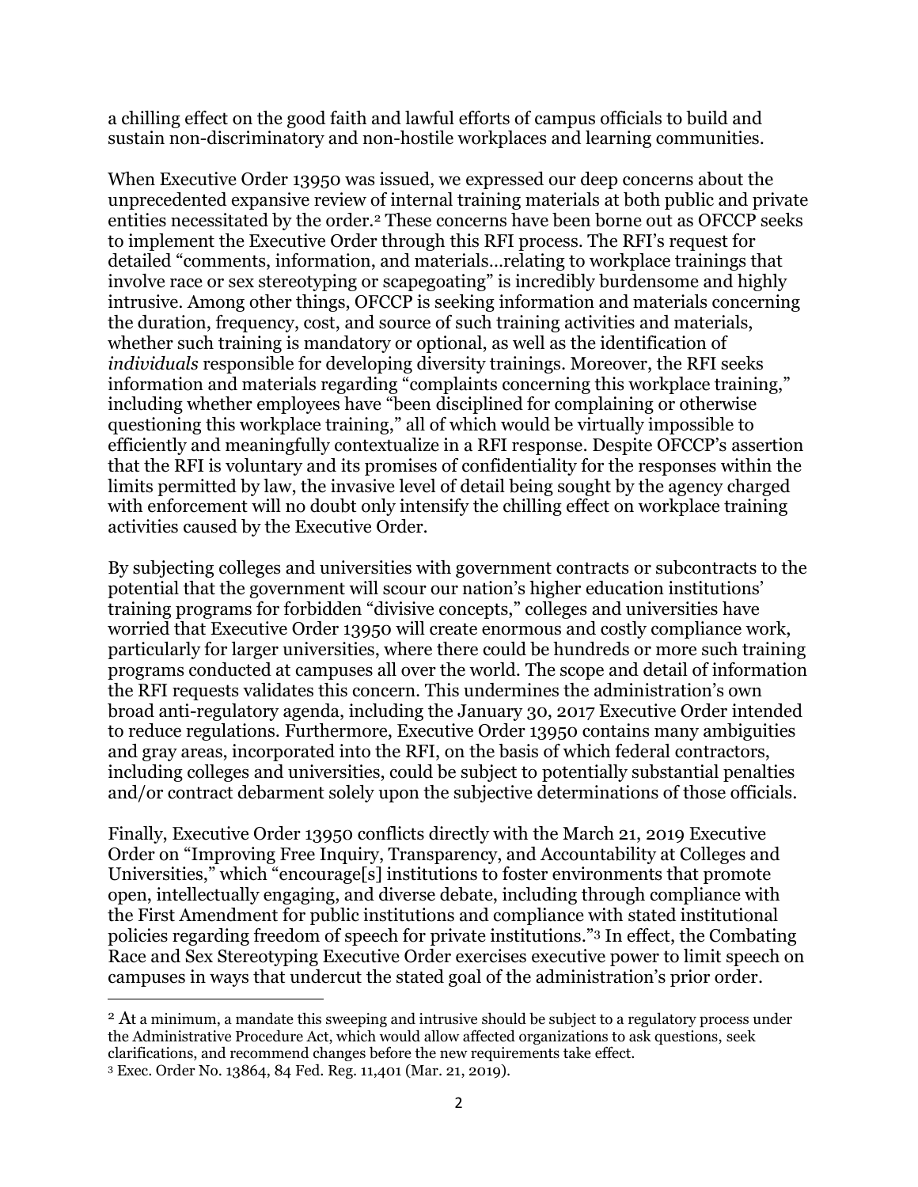a chilling effect on the good faith and lawful efforts of campus officials to build and sustain non-discriminatory and non-hostile workplaces and learning communities.

When Executive Order 13950 was issued, we expressed our deep concerns about the unprecedented expansive review of internal training materials at both public and private entities necessitated by the order.[2] These concerns have been borne out as OFCCP seeks to implement the Executive Order through this RFI process. The RFI's request for detailed "comments, information, and materials…relating to workplace trainings that involve race or sex stereotyping or scapegoating" is incredibly burdensome and highly intrusive. Among other things, OFCCP is seeking information and materials concerning the duration, frequency, cost, and source of such training activities and materials, whether such training is mandatory or optional, as well as the identification of *individuals* responsible for developing diversity trainings. Moreover, the RFI seeks information and materials regarding "complaints concerning this workplace training," including whether employees have "been disciplined for complaining or otherwise questioning this workplace training," all of which would be virtually impossible to efficiently and meaningfully contextualize in a RFI response. Despite OFCCP's assertion that the RFI is voluntary and its promises of confidentiality for the responses within the limits permitted by law, the invasive level of detail being sought by the agency charged with enforcement will no doubt only intensify the chilling effect on workplace training activities caused by the Executive Order.

By subjecting colleges and universities with government contracts or subcontracts to the potential that the government will scour our nation's higher education institutions' training programs for forbidden "divisive concepts," colleges and universities have worried that Executive Order 13950 will create enormous and costly compliance work, particularly for larger universities, where there could be hundreds or more such training programs conducted at campuses all over the world. The scope and detail of information the RFI requests validates this concern. This undermines the administration's own broad anti-regulatory agenda, including the January 30, 2017 Executive Order intended to reduce regulations. Furthermore, Executive Order 13950 contains many ambiguities and gray areas, incorporated into the RFI, on the basis of which federal contractors, including colleges and universities, could be subject to potentially substantial penalties and/or contract debarment solely upon the subjective determinations of those officials.

Finally, Executive Order 13950 conflicts directly with the March 21, 2019 Executive Order on "Improving Free Inquiry, Transparency, and Accountability at Colleges and Universities," which "encourage[s] institutions to foster environments that promote open, intellectually engaging, and diverse debate, including through compliance with the First Amendment for public institutions and compliance with stated institutional policies regarding freedom of speech for private institutions."[3] In effect, the Combating Race and Sex Stereotyping Executive Order exercises executive power to limit speech on campuses in ways that undercut the stated goal of the administration's prior order.

---

[2] At a minimum, a mandate this sweeping and intrusive should be subject to a regulatory process under the Administrative Procedure Act, which would allow affected organizations to ask questions, seek clarifications, and recommend changes before the new requirements take effect.

[3] Exec. Order No. 13864, 84 Fed. Reg. 11,401 (Mar. 21, 2019).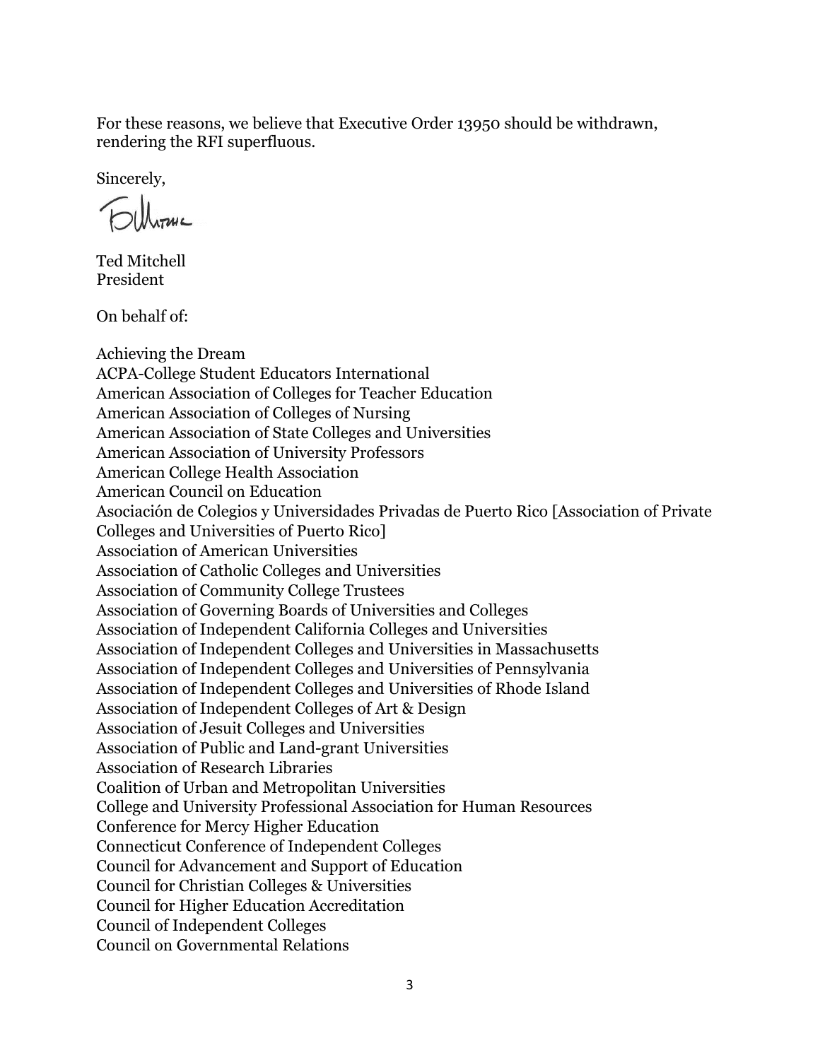For these reasons, we believe that Executive Order 13950 should be withdrawn, rendering the RFI superfluous.

Sincerely,

Ted Mitchell
President

On behalf of:

Achieving the Dream
ACPA-College Student Educators International
American Association of Colleges for Teacher Education
American Association of Colleges of Nursing
American Association of State Colleges and Universities
American Association of University Professors
American College Health Association
American Council on Education
Asociación de Colegios y Universidades Privadas de Puerto Rico [Association of Private Colleges and Universities of Puerto Rico]
Association of American Universities
Association of Catholic Colleges and Universities
Association of Community College Trustees
Association of Governing Boards of Universities and Colleges
Association of Independent California Colleges and Universities
Association of Independent Colleges and Universities in Massachusetts
Association of Independent Colleges and Universities of Pennsylvania
Association of Independent Colleges and Universities of Rhode Island
Association of Independent Colleges of Art & Design
Association of Jesuit Colleges and Universities
Association of Public and Land-grant Universities
Association of Research Libraries
Coalition of Urban and Metropolitan Universities
College and University Professional Association for Human Resources
Conference for Mercy Higher Education
Connecticut Conference of Independent Colleges
Council for Advancement and Support of Education
Council for Christian Colleges & Universities
Council for Higher Education Accreditation
Council of Independent Colleges
Council on Governmental Relations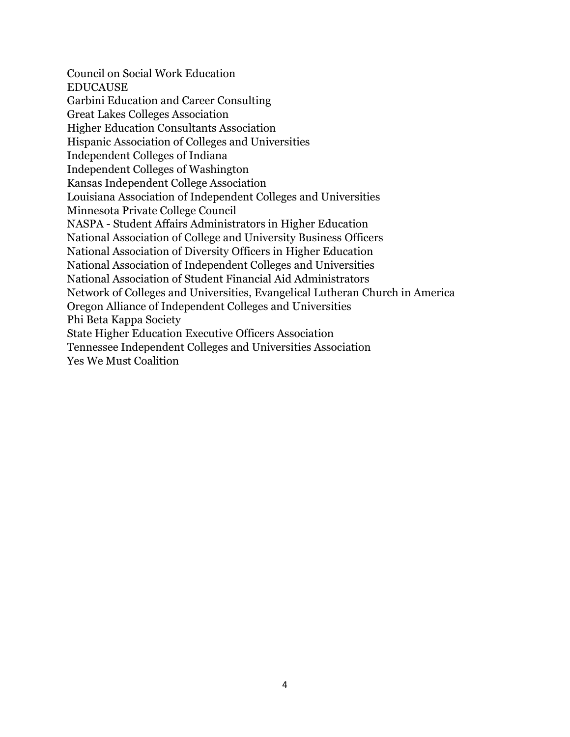Council on Social Work Education
EDUCAUSE
Garbini Education and Career Consulting
Great Lakes Colleges Association
Higher Education Consultants Association
Hispanic Association of Colleges and Universities
Independent Colleges of Indiana
Independent Colleges of Washington
Kansas Independent College Association
Louisiana Association of Independent Colleges and Universities
Minnesota Private College Council
NASPA - Student Affairs Administrators in Higher Education
National Association of College and University Business Officers
National Association of Diversity Officers in Higher Education
National Association of Independent Colleges and Universities
National Association of Student Financial Aid Administrators
Network of Colleges and Universities, Evangelical Lutheran Church in America
Oregon Alliance of Independent Colleges and Universities
Phi Beta Kappa Society
State Higher Education Executive Officers Association
Tennessee Independent Colleges and Universities Association
Yes We Must Coalition